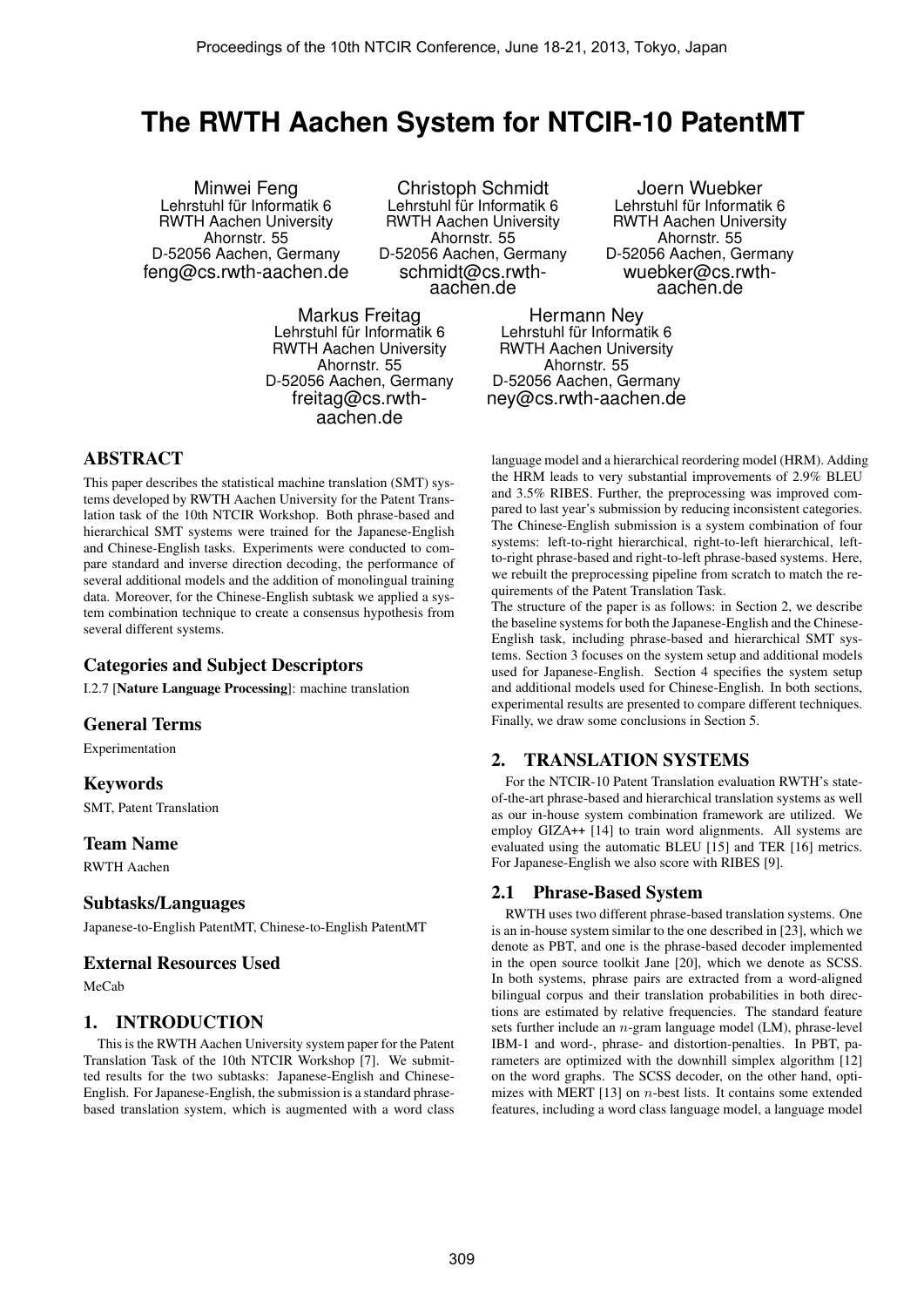# The RWTH Aachen System for NTCIR-10 PatentMT

Minwei Feng
Lehrstuhl für Informatik 6
RWTH Aachen University
Ahornstr. 55
D-52056 Aachen, Germany
feng@cs.rwth-aachen.de

Christoph Schmidt
Lehrstuhl für Informatik 6
RWTH Aachen University
Ahornstr. 55
D-52056 Aachen, Germany
schmidt@cs.rwth-aachen.de

Joern Wuebker
Lehrstuhl für Informatik 6
RWTH Aachen University
Ahornstr. 55
D-52056 Aachen, Germany
wuebker@cs.rwth-aachen.de

Markus Freitag
Lehrstuhl für Informatik 6
RWTH Aachen University
Ahornstr. 55
D-52056 Aachen, Germany
freitag@cs.rwth-aachen.de

Hermann Ney
Lehrstuhl für Informatik 6
RWTH Aachen University
Ahornstr. 55
D-52056 Aachen, Germany
ney@cs.rwth-aachen.de

## ABSTRACT

This paper describes the statistical machine translation (SMT) systems developed by RWTH Aachen University for the Patent Translation task of the 10th NTCIR Workshop. Both phrase-based and hierarchical SMT systems were trained for the Japanese-English and Chinese-English tasks. Experiments were conducted to compare standard and inverse direction decoding, the performance of several additional models and the addition of monolingual training data. Moreover, for the Chinese-English subtask we applied a system combination technique to create a consensus hypothesis from several different systems.

### Categories and Subject Descriptors

I.2.7 [**Nature Language Processing**]: machine translation

### General Terms

Experimentation

### Keywords

SMT, Patent Translation

### Team Name

RWTH Aachen

### Subtasks/Languages

Japanese-to-English PatentMT, Chinese-to-English PatentMT

### External Resources Used

MeCab

## 1. INTRODUCTION

This is the RWTH Aachen University system paper for the Patent Translation Task of the 10th NTCIR Workshop [7]. We submitted results for the two subtasks: Japanese-English and Chinese-English. For Japanese-English, the submission is a standard phrase-based translation system, which is augmented with a word class language model and a hierarchical reordering model (HRM). Adding the HRM leads to very substantial improvements of 2.9% BLEU and 3.5% RIBES. Further, the preprocessing was improved compared to last year's submission by reducing inconsistent categories. The Chinese-English submission is a system combination of four systems: left-to-right hierarchical, right-to-left hierarchical, left-to-right phrase-based and right-to-left phrase-based systems. Here, we rebuilt the preprocessing pipeline from scratch to match the requirements of the Patent Translation Task.

The structure of the paper is as follows: in Section 2, we describe the baseline systems for both the Japanese-English and the Chinese-English task, including phrase-based and hierarchical SMT systems. Section 3 focuses on the system setup and additional models used for Japanese-English. Section 4 specifies the system setup and additional models used for Chinese-English. In both sections, experimental results are presented to compare different techniques. Finally, we draw some conclusions in Section 5.

## 2. TRANSLATION SYSTEMS

For the NTCIR-10 Patent Translation evaluation RWTH's state-of-the-art phrase-based and hierarchical translation systems as well as our in-house system combination framework are utilized. We employ GIZA++ [14] to train word alignments. All systems are evaluated using the automatic BLEU [15] and TER [16] metrics. For Japanese-English we also score with RIBES [9].

### 2.1 Phrase-Based System

RWTH uses two different phrase-based translation systems. One is an in-house system similar to the one described in [23], which we denote as PBT, and one is the phrase-based decoder implemented in the open source toolkit Jane [20], which we denote as SCSS. In both systems, phrase pairs are extracted from a word-aligned bilingual corpus and their translation probabilities in both directions are estimated by relative frequencies. The standard feature sets further include an $n$-gram language model (LM), phrase-level IBM-1 and word-, phrase- and distortion-penalties. In PBT, parameters are optimized with the downhill simplex algorithm [12] on the word graphs. The SCSS decoder, on the other hand, optimizes with MERT [13] on $n$-best lists. It contains some extended features, including a word class language model, a language model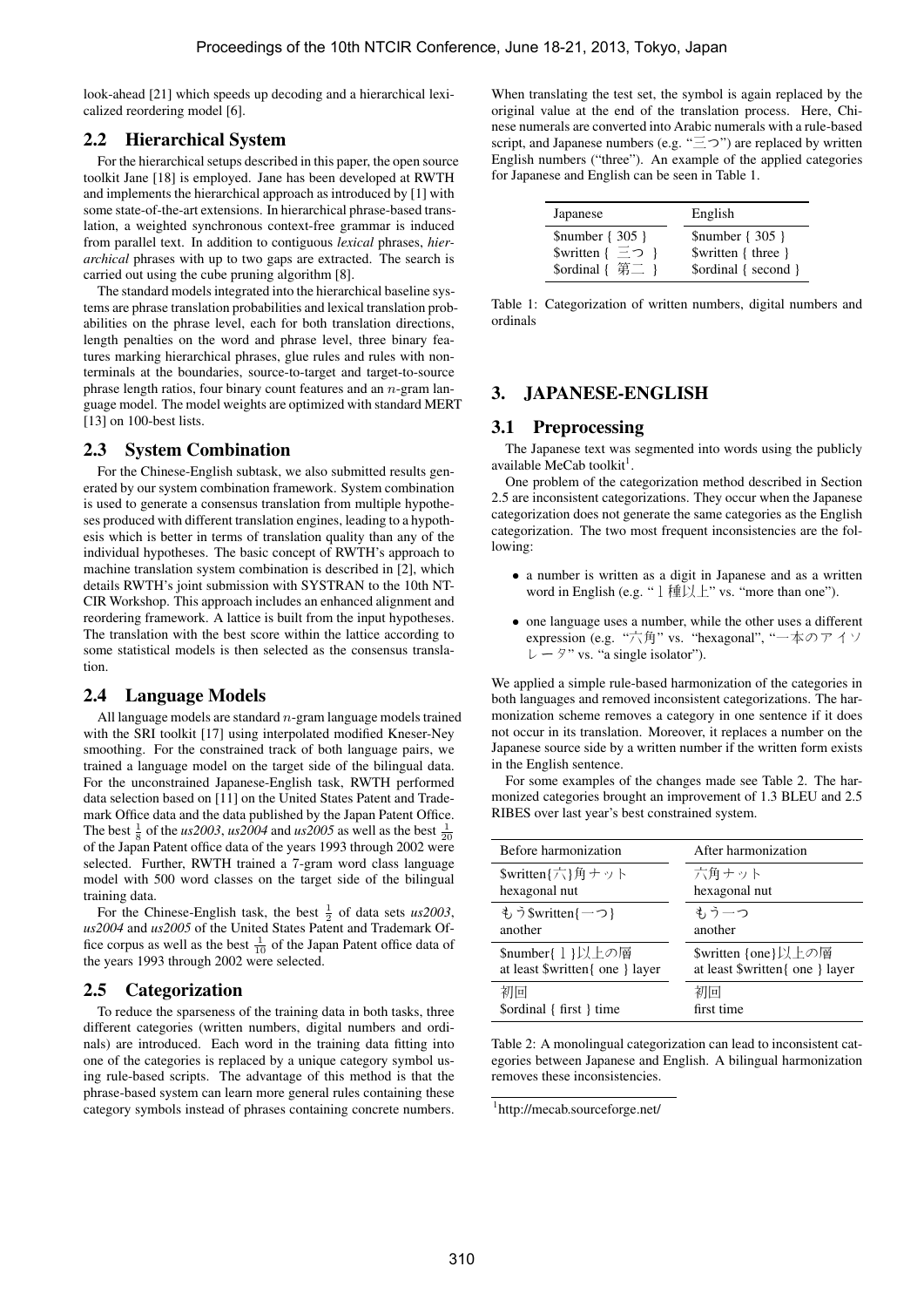look-ahead [21] which speeds up decoding and a hierarchical lexicalized reordering model [6].

## 2.2 Hierarchical System

For the hierarchical setups described in this paper, the open source toolkit Jane [18] is employed. Jane has been developed at RWTH and implements the hierarchical approach as introduced by [1] with some state-of-the-art extensions. In hierarchical phrase-based translation, a weighted synchronous context-free grammar is induced from parallel text. In addition to contiguous *lexical* phrases, *hierarchical* phrases with up to two gaps are extracted. The search is carried out using the cube pruning algorithm [8].

The standard models integrated into the hierarchical baseline systems are phrase translation probabilities and lexical translation probabilities on the phrase level, each for both translation directions, length penalties on the word and phrase level, three binary features marking hierarchical phrases, glue rules and rules with non-terminals at the boundaries, source-to-target and target-to-source phrase length ratios, four binary count features and an $n$-gram language model. The model weights are optimized with standard MERT [13] on 100-best lists.

## 2.3 System Combination

For the Chinese-English subtask, we also submitted results generated by our system combination framework. System combination is used to generate a consensus translation from multiple hypotheses produced with different translation engines, leading to a hypothesis which is better in terms of translation quality than any of the individual hypotheses. The basic concept of RWTH's approach to machine translation system combination is described in [2], which details RWTH's joint submission with SYSTRAN to the 10th NTCIR Workshop. This approach includes an enhanced alignment and reordering framework. A lattice is built from the input hypotheses. The translation with the best score within the lattice according to some statistical models is then selected as the consensus translation.

## 2.4 Language Models

All language models are standard $n$-gram language models trained with the SRI toolkit [17] using interpolated modified Kneser-Ney smoothing. For the constrained track of both language pairs, we trained a language model on the target side of the bilingual data. For the unconstrained Japanese-English task, RWTH performed data selection based on [11] on the United States Patent and Trademark Office data and the data published by the Japan Patent Office. The best $\frac{1}{8}$ of the *us2003*, *us2004* and *us2005* as well as the best $\frac{1}{20}$ of the Japan Patent office data of the years 1993 through 2002 were selected. Further, RWTH trained a 7-gram word class language model with 500 word classes on the target side of the bilingual training data.

For the Chinese-English task, the best $\frac{1}{2}$ of data sets *us2003*, *us2004* and *us2005* of the United States Patent and Trademark Office corpus as well as the best $\frac{1}{10}$ of the Japan Patent office data of the years 1993 through 2002 were selected.

## 2.5 Categorization

To reduce the sparseness of the training data in both tasks, three different categories (written numbers, digital numbers and ordinals) are introduced. Each word in the training data fitting into one of the categories is replaced by a unique category symbol using rule-based scripts. The advantage of this method is that the phrase-based system can learn more general rules containing these category symbols instead of phrases containing concrete numbers. When translating the test set, the symbol is again replaced by the original value at the end of the translation process. Here, Chinese numerals are converted into Arabic numerals with a rule-based script, and Japanese numbers (e.g. "三つ") are replaced by written English numbers ("three"). An example of the applied categories for Japanese and English can be seen in Table 1.

| Japanese | English |
|---|---|
| $number { 305 } | $number { 305 } |
| $written { 三つ } | $written { three } |
| $ordinal { 第二 } | $ordinal { second } |

Table 1: Categorization of written numbers, digital numbers and ordinals

# 3. JAPANESE-ENGLISH

## 3.1 Preprocessing

The Japanese text was segmented into words using the publicly available MeCab toolkit[1].

One problem of the categorization method described in Section 2.5 are inconsistent categorizations. They occur when the Japanese categorization does not generate the same categories as the English categorization. The two most frequent inconsistencies are the following:

- a number is written as a digit in Japanese and as a written word in English (e.g. "１種以上" vs. "more than one").
- one language uses a number, while the other uses a different expression (e.g. "六角" vs. "hexagonal", "一本のアイソレータ" vs. "a single isolator").

We applied a simple rule-based harmonization of the categories in both languages and removed inconsistent categorizations. The harmonization scheme removes a category in one sentence if it does not occur in its translation. Moreover, it replaces a number on the Japanese source side by a written number if the written form exists in the English sentence.

For some examples of the changes made see Table 2. The harmonized categories brought an improvement of 1.3 BLEU and 2.5 RIBES over last year's best constrained system.

| Before harmonization | After harmonization |
|---|---|
| $written{六}角ナット<br>hexagonal nut | 六角ナット<br>hexagonal nut |
| もう$written{一つ}<br>another | もう一つ<br>another |
| $number{１}以上の層<br>at least $written{ one } layer | $written {one}以上の層<br>at least $written{ one } layer |
| 初回<br>$ordinal { first } time | 初回<br>first time |

Table 2: A monolingual categorization can lead to inconsistent categories between Japanese and English. A bilingual harmonization removes these inconsistencies.

[1] http://mecab.sourceforge.net/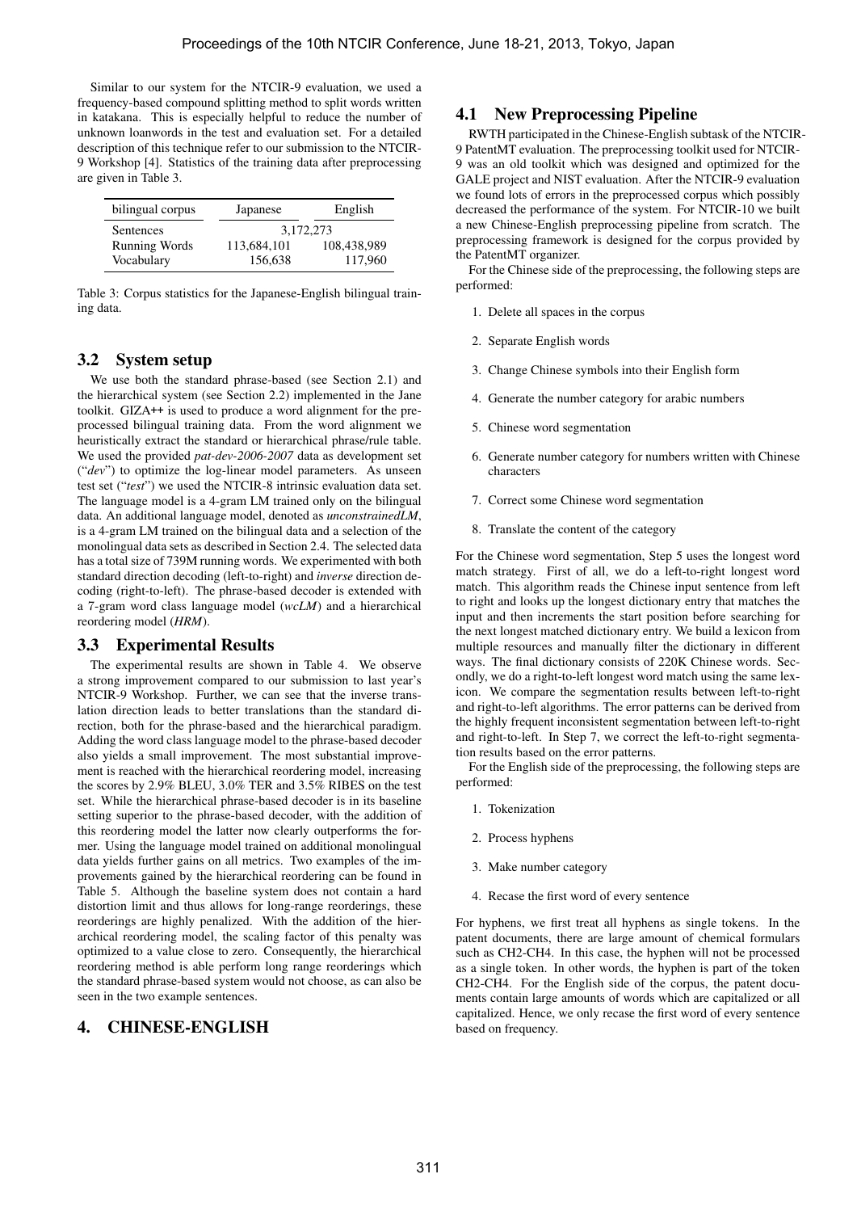Similar to our system for the NTCIR-9 evaluation, we used a frequency-based compound splitting method to split words written in katakana. This is especially helpful to reduce the number of unknown loanwords in the test and evaluation set. For a detailed description of this technique refer to our submission to the NTCIR-9 Workshop [4]. Statistics of the training data after preprocessing are given in Table 3.

| bilingual corpus | Japanese | English |
|---|---|---|
| Sentences | 3,172,273 | |
| Running Words | 113,684,101 | 108,438,989 |
| Vocabulary | 156,638 | 117,960 |

Table 3: Corpus statistics for the Japanese-English bilingual training data.

## 3.2 System setup

We use both the standard phrase-based (see Section 2.1) and the hierarchical system (see Section 2.2) implemented in the Jane toolkit. GIZA++ is used to produce a word alignment for the preprocessed bilingual training data. From the word alignment we heuristically extract the standard or hierarchical phrase/rule table. We used the provided *pat-dev-2006-2007* data as development set ("*dev*") to optimize the log-linear model parameters. As unseen test set ("*test*") we used the NTCIR-8 intrinsic evaluation data set. The language model is a 4-gram LM trained only on the bilingual data. An additional language model, denoted as *unconstrainedLM*, is a 4-gram LM trained on the bilingual data and a selection of the monolingual data sets as described in Section 2.4. The selected data has a total size of 739M running words. We experimented with both standard direction decoding (left-to-right) and *inverse* direction decoding (right-to-left). The phrase-based decoder is extended with a 7-gram word class language model (*wcLM*) and a hierarchical reordering model (*HRM*).

## 3.3 Experimental Results

The experimental results are shown in Table 4. We observe a strong improvement compared to our submission to last year's NTCIR-9 Workshop. Further, we can see that the inverse translation direction leads to better translations than the standard direction, both for the phrase-based and the hierarchical paradigm. Adding the word class language model to the phrase-based decoder also yields a small improvement. The most substantial improvement is reached with the hierarchical reordering model, increasing the scores by 2.9% BLEU, 3.0% TER and 3.5% RIBES on the test set. While the hierarchical phrase-based decoder is in its baseline setting superior to the phrase-based decoder, with the addition of this reordering model the latter now clearly outperforms the former. Using the language model trained on additional monolingual data yields further gains on all metrics. Two examples of the improvements gained by the hierarchical reordering can be found in Table 5. Although the baseline system does not contain a hard distortion limit and thus allows for long-range reorderings, these reorderings are highly penalized. With the addition of the hierarchical reordering model, the scaling factor of this penalty was optimized to a value close to zero. Consequently, the hierarchical reordering method is able perform long range reorderings which the standard phrase-based system would not choose, as can also be seen in the two example sentences.

# 4. CHINESE-ENGLISH

## 4.1 New Preprocessing Pipeline

RWTH participated in the Chinese-English subtask of the NTCIR-9 PatentMT evaluation. The preprocessing toolkit used for NTCIR-9 was an old toolkit which was designed and optimized for the GALE project and NIST evaluation. After the NTCIR-9 evaluation we found lots of errors in the preprocessed corpus which possibly decreased the performance of the system. For NTCIR-10 we built a new Chinese-English preprocessing pipeline from scratch. The preprocessing framework is designed for the corpus provided by the PatentMT organizer.

For the Chinese side of the preprocessing, the following steps are performed:

1. Delete all spaces in the corpus
2. Separate English words
3. Change Chinese symbols into their English form
4. Generate the number category for arabic numbers
5. Chinese word segmentation
6. Generate number category for numbers written with Chinese characters
7. Correct some Chinese word segmentation
8. Translate the content of the category

For the Chinese word segmentation, Step 5 uses the longest word match strategy. First of all, we do a left-to-right longest word match. This algorithm reads the Chinese input sentence from left to right and looks up the longest dictionary entry that matches the input and then increments the start position before searching for the next longest matched dictionary entry. We build a lexicon from multiple resources and manually filter the dictionary in different ways. The final dictionary consists of 220K Chinese words. Secondly, we do a right-to-left longest word match using the same lexicon. We compare the segmentation results between left-to-right and right-to-left algorithms. The error patterns can be derived from the highly frequent inconsistent segmentation between left-to-right and right-to-left. In Step 7, we correct the left-to-right segmentation results based on the error patterns.

For the English side of the preprocessing, the following steps are performed:

1. Tokenization
2. Process hyphens
3. Make number category
4. Recase the first word of every sentence

For hyphens, we first treat all hyphens as single tokens. In the patent documents, there are large amount of chemical formulars such as CH2-CH4. In this case, the hyphen will not be processed as a single token. In other words, the hyphen is part of the token CH2-CH4. For the English side of the corpus, the patent documents contain large amounts of words which are capitalized or all capitalized. Hence, we only recase the first word of every sentence based on frequency.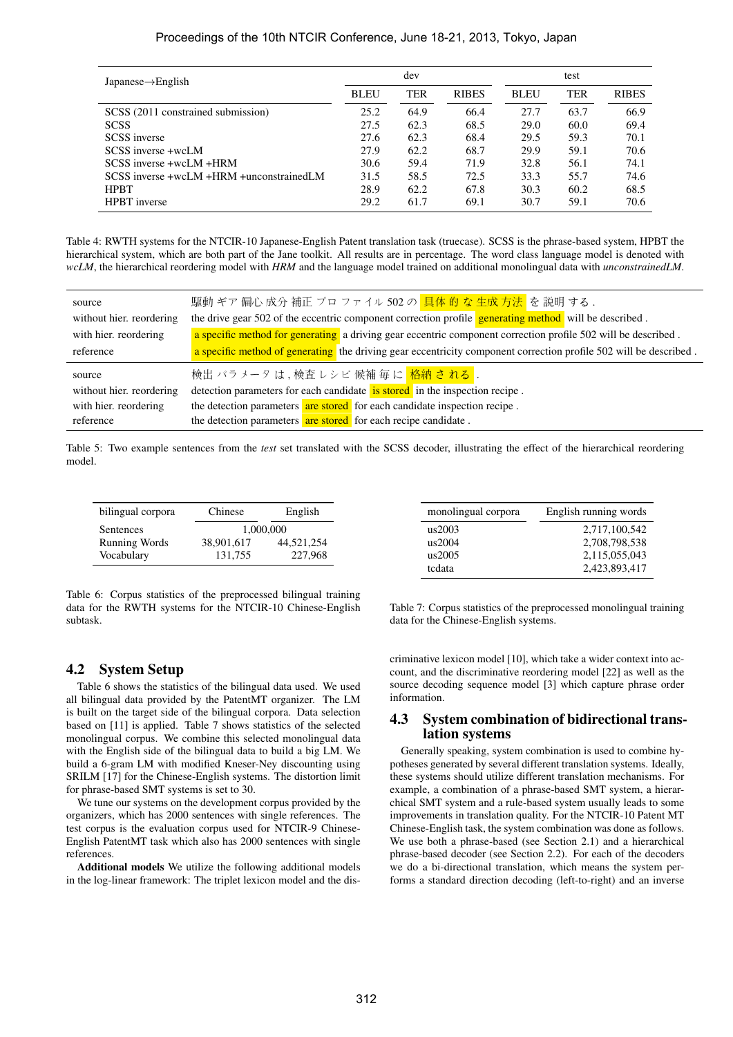| Japanese→English | dev | | | test | | |
|---|---|---|---|---|---|---|
| | BLEU | TER | RIBES | BLEU | TER | RIBES |
| SCSS (2011 constrained submission) | 25.2 | 64.9 | 66.4 | 27.7 | 63.7 | 66.9 |
| SCSS | 27.5 | 62.3 | 68.5 | 29.0 | 60.0 | 69.4 |
| SCSS inverse | 27.6 | 62.3 | 68.4 | 29.5 | 59.3 | 70.1 |
| SCSS inverse +wcLM | 27.9 | 62.2 | 68.7 | 29.9 | 59.1 | 70.6 |
| SCSS inverse +wcLM +HRM | 30.6 | 59.4 | 71.9 | 32.8 | 56.1 | 74.1 |
| SCSS inverse +wcLM +HRM +unconstrainedLM | 31.5 | 58.5 | 72.5 | 33.3 | 55.7 | 74.6 |
| HPBT | 28.9 | 62.2 | 67.8 | 30.3 | 60.2 | 68.5 |
| HPBT inverse | 29.2 | 61.7 | 69.1 | 30.7 | 59.1 | 70.6 |

Table 4: RWTH systems for the NTCIR-10 Japanese-English Patent translation task (truecase). SCSS is the phrase-based system, HPBT the hierarchical system, which are both part of the Jane toolkit. All results are in percentage. The word class language model is denoted with *wcLM*, the hierarchical reordering model with *HRM* and the language model trained on additional monolingual data with *unconstrainedLM*.

| | |
|---|---|
| source | 駆動 ギア 偏心 成分 補正 プロ ファ イル 502 の 具体 的 な 生成 方法 を 説明 する . |
| without hier. reordering | the drive gear 502 of the eccentric component correction profile generating method will be described . |
| with hier. reordering | a specific method for generating a driving gear eccentric component correction profile 502 will be described . |
| reference | a specific method of generating the driving gear eccentricity component correction profile 502 will be described . |
| source | 検出 パラ メータ は , 検査 レシ ピ 候補 毎 に 格納 さ れる . |
| without hier. reordering | detection parameters for each candidate is stored in the inspection recipe . |
| with hier. reordering | the detection parameters are stored for each candidate inspection recipe . |
| reference | the detection parameters are stored for each recipe candidate . |

Table 5: Two example sentences from the *test* set translated with the SCSS decoder, illustrating the effect of the hierarchical reordering model.

| bilingual corpora | Chinese | English |
|---|---|---|
| Sentences | 1,000,000 | |
| Running Words | 38,901,617 | 44,521,254 |
| Vocabulary | 131,755 | 227,968 |

Table 6: Corpus statistics of the preprocessed bilingual training data for the RWTH systems for the NTCIR-10 Chinese-English subtask.

| monolingual corpora | English running words |
|---|---|
| us2003 | 2,717,100,542 |
| us2004 | 2,708,798,538 |
| us2005 | 2,115,055,043 |
| tcdata | 2,423,893,417 |

Table 7: Corpus statistics of the preprocessed monolingual training data for the Chinese-English systems.

## 4.2 System Setup

Table 6 shows the statistics of the bilingual data used. We used all bilingual data provided by the PatentMT organizer. The LM is built on the target side of the bilingual corpora. Data selection based on [11] is applied. Table 7 shows statistics of the selected monolingual corpus. We combine this selected monolingual data with the English side of the bilingual data to build a big LM. We build a 6-gram LM with modified Kneser-Ney discounting using SRILM [17] for the Chinese-English systems. The distortion limit for phrase-based SMT systems is set to 30.

We tune our systems on the development corpus provided by the organizers, which has 2000 sentences with single references. The test corpus is the evaluation corpus used for NTCIR-9 Chinese-English PatentMT task which also has 2000 sentences with single references.

**Additional models** We utilize the following additional models in the log-linear framework: The triplet lexicon model and the discriminative lexicon model [10], which take a wider context into account, and the discriminative reordering model [22] as well as the source decoding sequence model [3] which capture phrase order information.

## 4.3 System combination of bidirectional translation systems

Generally speaking, system combination is used to combine hypotheses generated by several different translation systems. Ideally, these systems should utilize different translation mechanisms. For example, a combination of a phrase-based SMT system, a hierarchical SMT system and a rule-based system usually leads to some improvements in translation quality. For the NTCIR-10 Patent MT Chinese-English task, the system combination was done as follows. We use both a phrase-based (see Section 2.1) and a hierarchical phrase-based decoder (see Section 2.2). For each of the decoders we do a bi-directional translation, which means the system performs a standard direction decoding (left-to-right) and an inverse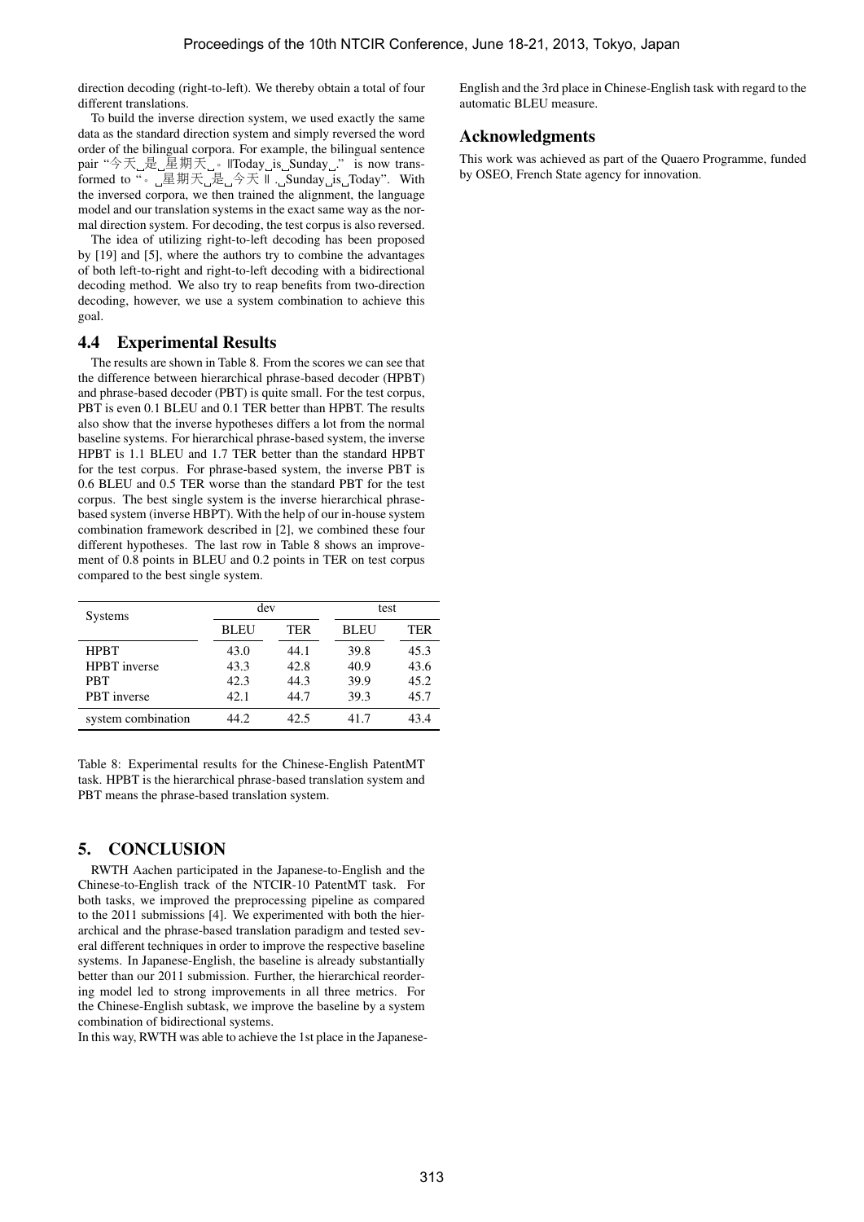direction decoding (right-to-left). We thereby obtain a total of four different translations.

To build the inverse direction system, we used exactly the same data as the standard direction system and simply reversed the word order of the bilingual corpora. For example, the bilingual sentence pair "今天␣是␣星期天␣。‖Today␣is␣Sunday␣." is now transformed to "。␣星期天␣是␣今天 ‖ .␣Sunday␣is␣Today". With the inversed corpora, we then trained the alignment, the language model and our translation systems in the exact same way as the normal direction system. For decoding, the test corpus is also reversed.

The idea of utilizing right-to-left decoding has been proposed by [19] and [5], where the authors try to combine the advantages of both left-to-right and right-to-left decoding with a bidirectional decoding method. We also try to reap benefits from two-direction decoding, however, we use a system combination to achieve this goal.

### 4.4 Experimental Results

The results are shown in Table 8. From the scores we can see that the difference between hierarchical phrase-based decoder (HPBT) and phrase-based decoder (PBT) is quite small. For the test corpus, PBT is even 0.1 BLEU and 0.1 TER better than HPBT. The results also show that the inverse hypotheses differs a lot from the normal baseline systems. For hierarchical phrase-based system, the inverse HPBT is 1.1 BLEU and 1.7 TER better than the standard HPBT for the test corpus. For phrase-based system, the inverse PBT is 0.6 BLEU and 0.5 TER worse than the standard PBT for the test corpus. The best single system is the inverse hierarchical phrase-based system (inverse HBPT). With the help of our in-house system combination framework described in [2], we combined these four different hypotheses. The last row in Table 8 shows an improvement of 0.8 points in BLEU and 0.2 points in TER on test corpus compared to the best single system.

| Systems | dev | | test | |
|---|---|---|---|---|
| | BLEU | TER | BLEU | TER |
| HPBT | 43.0 | 44.1 | 39.8 | 45.3 |
| HPBT inverse | 43.3 | 42.8 | 40.9 | 43.6 |
| PBT | 42.3 | 44.3 | 39.9 | 45.2 |
| PBT inverse | 42.1 | 44.7 | 39.3 | 45.7 |
| system combination | 44.2 | 42.5 | 41.7 | 43.4 |

Table 8: Experimental results for the Chinese-English PatentMT task. HPBT is the hierarchical phrase-based translation system and PBT means the phrase-based translation system.

## 5. CONCLUSION

RWTH Aachen participated in the Japanese-to-English and the Chinese-to-English track of the NTCIR-10 PatentMT task. For both tasks, we improved the preprocessing pipeline as compared to the 2011 submissions [4]. We experimented with both the hierarchical and the phrase-based translation paradigm and tested several different techniques in order to improve the respective baseline systems. In Japanese-English, the baseline is already substantially better than our 2011 submission. Further, the hierarchical reordering model led to strong improvements in all three metrics. For the Chinese-English subtask, we improve the baseline by a system combination of bidirectional systems.

In this way, RWTH was able to achieve the 1st place in the Japanese-English and the 3rd place in Chinese-English task with regard to the automatic BLEU measure.

## Acknowledgments

This work was achieved as part of the Quaero Programme, funded by OSEO, French State agency for innovation.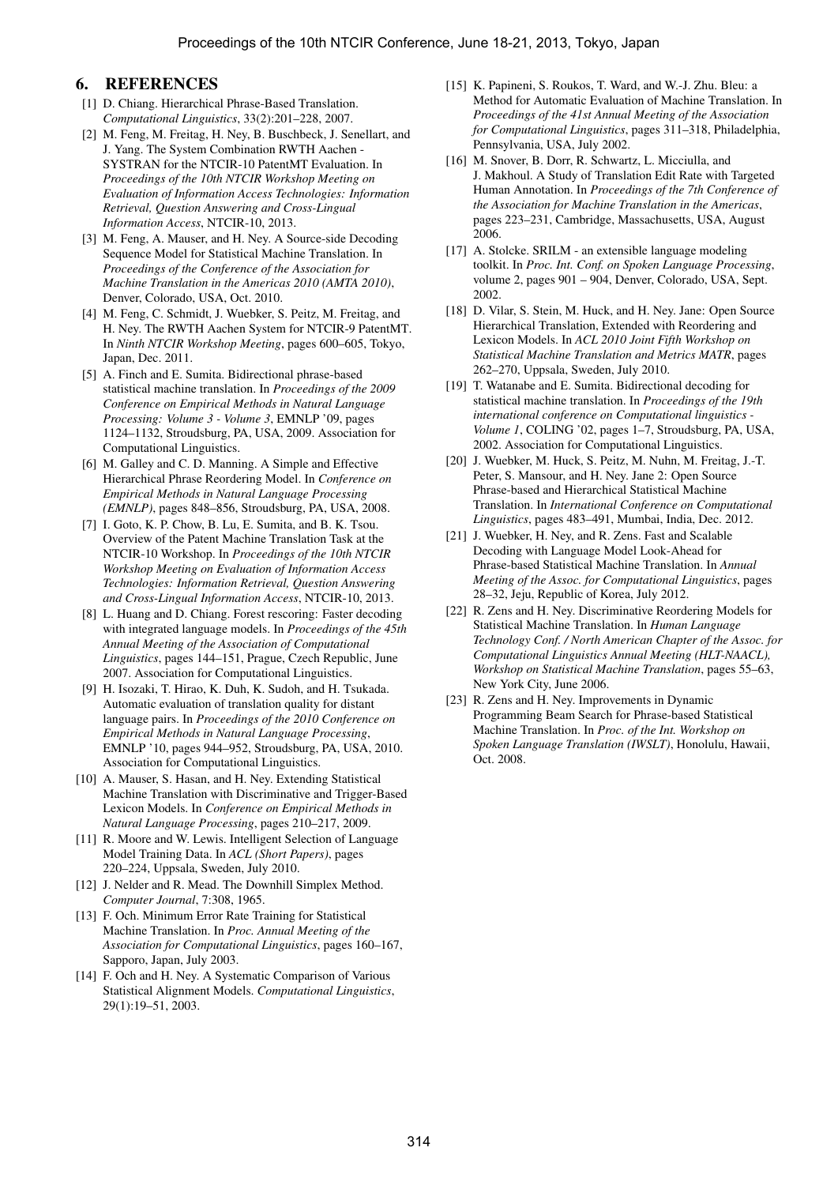## 6. REFERENCES

[1] D. Chiang. Hierarchical Phrase-Based Translation. *Computational Linguistics*, 33(2):201–228, 2007.

[2] M. Feng, M. Freitag, H. Ney, B. Buschbeck, J. Senellart, and J. Yang. The System Combination RWTH Aachen - SYSTRAN for the NTCIR-10 PatentMT Evaluation. In *Proceedings of the 10th NTCIR Workshop Meeting on Evaluation of Information Access Technologies: Information Retrieval, Question Answering and Cross-Lingual Information Access*, NTCIR-10, 2013.

[3] M. Feng, A. Mauser, and H. Ney. A Source-side Decoding Sequence Model for Statistical Machine Translation. In *Proceedings of the Conference of the Association for Machine Translation in the Americas 2010 (AMTA 2010)*, Denver, Colorado, USA, Oct. 2010.

[4] M. Feng, C. Schmidt, J. Wuebker, S. Peitz, M. Freitag, and H. Ney. The RWTH Aachen System for NTCIR-9 PatentMT. In *Ninth NTCIR Workshop Meeting*, pages 600–605, Tokyo, Japan, Dec. 2011.

[5] A. Finch and E. Sumita. Bidirectional phrase-based statistical machine translation. In *Proceedings of the 2009 Conference on Empirical Methods in Natural Language Processing: Volume 3 - Volume 3*, EMNLP '09, pages 1124–1132, Stroudsburg, PA, USA, 2009. Association for Computational Linguistics.

[6] M. Galley and C. D. Manning. A Simple and Effective Hierarchical Phrase Reordering Model. In *Conference on Empirical Methods in Natural Language Processing (EMNLP)*, pages 848–856, Stroudsburg, PA, USA, 2008.

[7] I. Goto, K. P. Chow, B. Lu, E. Sumita, and B. K. Tsou. Overview of the Patent Machine Translation Task at the NTCIR-10 Workshop. In *Proceedings of the 10th NTCIR Workshop Meeting on Evaluation of Information Access Technologies: Information Retrieval, Question Answering and Cross-Lingual Information Access*, NTCIR-10, 2013.

[8] L. Huang and D. Chiang. Forest rescoring: Faster decoding with integrated language models. In *Proceedings of the 45th Annual Meeting of the Association of Computational Linguistics*, pages 144–151, Prague, Czech Republic, June 2007. Association for Computational Linguistics.

[9] H. Isozaki, T. Hirao, K. Duh, K. Sudoh, and H. Tsukada. Automatic evaluation of translation quality for distant language pairs. In *Proceedings of the 2010 Conference on Empirical Methods in Natural Language Processing*, EMNLP '10, pages 944–952, Stroudsburg, PA, USA, 2010. Association for Computational Linguistics.

[10] A. Mauser, S. Hasan, and H. Ney. Extending Statistical Machine Translation with Discriminative and Trigger-Based Lexicon Models. In *Conference on Empirical Methods in Natural Language Processing*, pages 210–217, 2009.

[11] R. Moore and W. Lewis. Intelligent Selection of Language Model Training Data. In *ACL (Short Papers)*, pages 220–224, Uppsala, Sweden, July 2010.

[12] J. Nelder and R. Mead. The Downhill Simplex Method. *Computer Journal*, 7:308, 1965.

[13] F. Och. Minimum Error Rate Training for Statistical Machine Translation. In *Proc. Annual Meeting of the Association for Computational Linguistics*, pages 160–167, Sapporo, Japan, July 2003.

[14] F. Och and H. Ney. A Systematic Comparison of Various Statistical Alignment Models. *Computational Linguistics*, 29(1):19–51, 2003.

[15] K. Papineni, S. Roukos, T. Ward, and W.-J. Zhu. Bleu: a Method for Automatic Evaluation of Machine Translation. In *Proceedings of the 41st Annual Meeting of the Association for Computational Linguistics*, pages 311–318, Philadelphia, Pennsylvania, USA, July 2002.

[16] M. Snover, B. Dorr, R. Schwartz, L. Micciulla, and J. Makhoul. A Study of Translation Edit Rate with Targeted Human Annotation. In *Proceedings of the 7th Conference of the Association for Machine Translation in the Americas*, pages 223–231, Cambridge, Massachusetts, USA, August 2006.

[17] A. Stolcke. SRILM - an extensible language modeling toolkit. In *Proc. Int. Conf. on Spoken Language Processing*, volume 2, pages 901 – 904, Denver, Colorado, USA, Sept. 2002.

[18] D. Vilar, S. Stein, M. Huck, and H. Ney. Jane: Open Source Hierarchical Translation, Extended with Reordering and Lexicon Models. In *ACL 2010 Joint Fifth Workshop on Statistical Machine Translation and Metrics MATR*, pages 262–270, Uppsala, Sweden, July 2010.

[19] T. Watanabe and E. Sumita. Bidirectional decoding for statistical machine translation. In *Proceedings of the 19th international conference on Computational linguistics - Volume 1*, COLING '02, pages 1–7, Stroudsburg, PA, USA, 2002. Association for Computational Linguistics.

[20] J. Wuebker, M. Huck, S. Peitz, M. Nuhn, M. Freitag, J.-T. Peter, S. Mansour, and H. Ney. Jane 2: Open Source Phrase-based and Hierarchical Statistical Machine Translation. In *International Conference on Computational Linguistics*, pages 483–491, Mumbai, India, Dec. 2012.

[21] J. Wuebker, H. Ney, and R. Zens. Fast and Scalable Decoding with Language Model Look-Ahead for Phrase-based Statistical Machine Translation. In *Annual Meeting of the Assoc. for Computational Linguistics*, pages 28–32, Jeju, Republic of Korea, July 2012.

[22] R. Zens and H. Ney. Discriminative Reordering Models for Statistical Machine Translation. In *Human Language Technology Conf. / North American Chapter of the Assoc. for Computational Linguistics Annual Meeting (HLT-NAACL), Workshop on Statistical Machine Translation*, pages 55–63, New York City, June 2006.

[23] R. Zens and H. Ney. Improvements in Dynamic Programming Beam Search for Phrase-based Statistical Machine Translation. In *Proc. of the Int. Workshop on Spoken Language Translation (IWSLT)*, Honolulu, Hawaii, Oct. 2008.